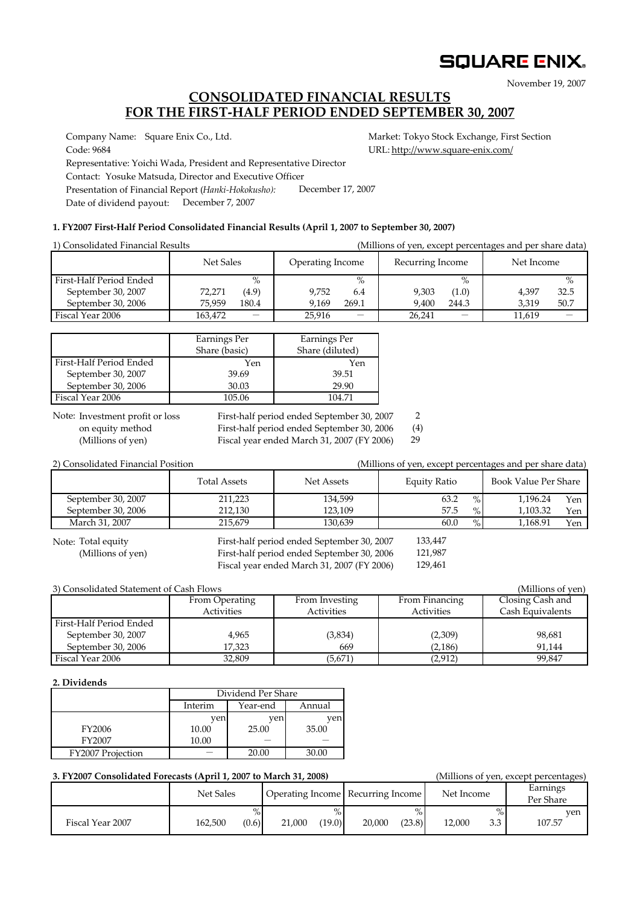SQUARE ENIX.

November 19, 2007

# CONSOLIDATED FINANCIAL RESULTS FOR THE FIRST-HALF PERIOD ENDED SEPTEMBER 30, 2007

Company Name: Square Enix Co., Ltd.
Market: Tokyo Stock Exchange, First Section
Code: 9684
URL: http://www.square-enix.com/
Representative: Yoichi Wada, President and Representative Director
Contact: Yosuke Matsuda, Director and Executive Officer
Presentation of Financial Report (*Hanki-Hokokusho):* December 17, 2007
Date of dividend payout: December 7, 2007

### 1. FY2007 First-Half Period Consolidated Financial Results (April 1, 2007 to September 30, 2007)

1) Consolidated Financial Results (Millions of yen, except percentages and per share data)

| | Net Sales | | Operating Income | | Recurring Income | | Net Income | |
|---|---|---|---|---|---|---|---|---|
| First-Half Period Ended | | % | | % | | % | | % |
| September 30, 2007 | 72,271 | (4.9) | 9,752 | 6.4 | 9,303 | (1.0) | 4,397 | 32.5 |
| September 30, 2006 | 75,959 | 180.4 | 9,169 | 269.1 | 9,400 | 244.3 | 3,319 | 50.7 |
| Fiscal Year 2006 | 163,472 | — | 25,916 | — | 26,241 | — | 11,619 | — |

| | Earnings Per Share (basic) | Earnings Per Share (diluted) |
|---|---|---|
| First-Half Period Ended | Yen | Yen |
| September 30, 2007 | 39.69 | 39.51 |
| September 30, 2006 | 30.03 | 29.90 |
| Fiscal Year 2006 | 105.06 | 104.71 |

Note: Investment profit or loss on equity method (Millions of yen)
First-half period ended September 30, 2007: 2
First-half period ended September 30, 2006: (4)
Fiscal year ended March 31, 2007 (FY 2006): 29

2) Consolidated Financial Position (Millions of yen, except percentages and per share data)

| | Total Assets | Net Assets | Equity Ratio | Book Value Per Share |
|---|---|---|---|---|
| September 30, 2007 | 211,223 | 134,599 | 63.2 % | 1,196.24 Yen |
| September 30, 2006 | 212,130 | 123,109 | 57.5 % | 1,103.32 Yen |
| March 31, 2007 | 215,679 | 130,639 | 60.0 % | 1,168.91 Yen |

Note: Total equity (Millions of yen)
First-half period ended September 30, 2007: 133,447
First-half period ended September 30, 2006: 121,987
Fiscal year ended March 31, 2007 (FY 2006): 129,461

3) Consolidated Statement of Cash Flows (Millions of yen)

| | From Operating Activities | From Investing Activities | From Financing Activities | Closing Cash and Cash Equivalents |
|---|---|---|---|---|
| First-Half Period Ended | | | | |
| September 30, 2007 | 4,965 | (3,834) | (2,309) | 98,681 |
| September 30, 2006 | 17,323 | 669 | (2,186) | 91,144 |
| Fiscal Year 2006 | 32,809 | (5,671) | (2,912) | 99,847 |

### 2. Dividends

| | Dividend Per Share | | |
|---|---|---|---|
| | Interim | Year-end | Annual |
| | yen | yen | yen |
| FY2006 | 10.00 | 25.00 | 35.00 |
| FY2007 | 10.00 | — | — |
| FY2007 Projection | — | 20.00 | 30.00 |

### 3. FY2007 Consolidated Forecasts (April 1, 2007 to March 31, 2008)

(Millions of yen, except percentages)

| | Net Sales | | Operating Income | | Recurring Income | | Net Income | | Earnings Per Share |
|---|---|---|---|---|---|---|---|---|---|
| | | % | | % | | % | | % | yen |
| Fiscal Year 2007 | 162,500 | (0.6) | 21,000 | (19.0) | 20,000 | (23.8) | 12,000 | 3.3 | 107.57 |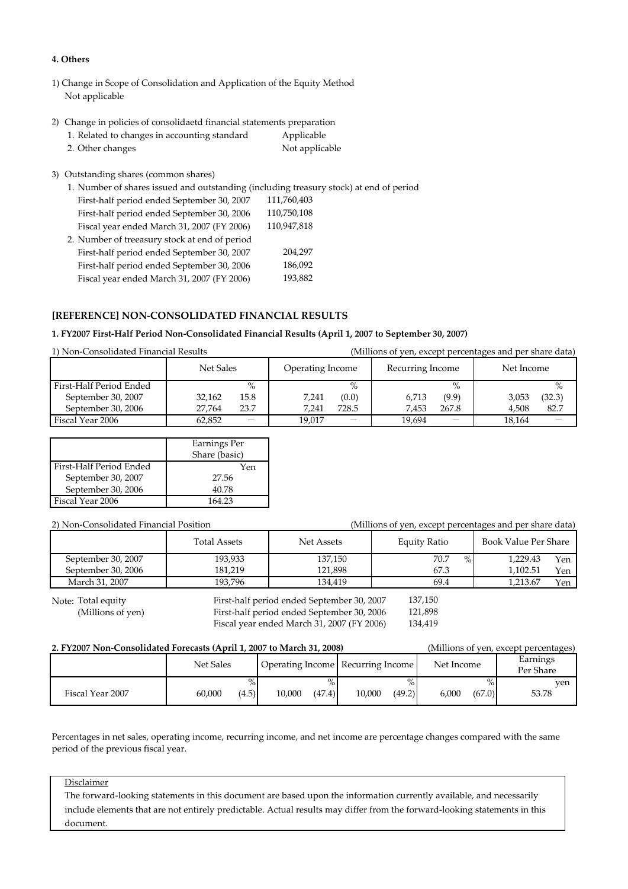**4. Others**

1) Change in Scope of Consolidation and Application of the Equity Method
   Not applicable

2) Change in policies of consolidaetd financial statements preparation

| | |
|---|---|
| 1. Related to changes in accounting standard | Applicable |
| 2. Other changes | Not applicable |

3) Outstanding shares (common shares)

| | |
|---|---|
| 1. Number of shares issued and outstanding (including treasury stock) at end of period | |
| First-half period ended September 30, 2007 | 111,760,403 |
| First-half period ended September 30, 2006 | 110,750,108 |
| Fiscal year ended March 31, 2007 (FY 2006) | 110,947,818 |
| 2. Number of treeasury stock at end of period | |
| First-half period ended September 30, 2007 | 204,297 |
| First-half period ended September 30, 2006 | 186,092 |
| Fiscal year ended March 31, 2007 (FY 2006) | 193,882 |

## [REFERENCE] NON-CONSOLIDATED FINANCIAL RESULTS

### 1. FY2007 First-Half Period Non-Consolidated Financial Results (April 1, 2007 to September 30, 2007)

1) Non-Consolidated Financial Results (Millions of yen, except percentages and per share data)

| | Net Sales | | Operating Income | | Recurring Income | | Net Income | |
|---|---|---|---|---|---|---|---|---|
| First-Half Period Ended | | % | | % | | % | | % |
| September 30, 2007 | 32,162 | 15.8 | 7,241 | (0.0) | 6,713 | (9.9) | 3,053 | (32.3) |
| September 30, 2006 | 27,764 | 23.7 | 7,241 | 728.5 | 7,453 | 267.8 | 4,508 | 82.7 |
| Fiscal Year 2006 | 62,852 | — | 19,017 | — | 19,694 | — | 18,164 | — |

| | Earnings Per Share (basic) |
|---|---|
| First-Half Period Ended | Yen |
| September 30, 2007 | 27.56 |
| September 30, 2006 | 40.78 |
| Fiscal Year 2006 | 164.23 |

2) Non-Consolidated Financial Position (Millions of yen, except percentages and per share data)

| | Total Assets | Net Assets | Equity Ratio | Book Value Per Share |
|---|---|---|---|---|
| September 30, 2007 | 193,933 | 137,150 | 70.7 % | 1,229.43 Yen |
| September 30, 2006 | 181,219 | 121,898 | 67.3 | 1,102.51 Yen |
| March 31, 2007 | 193,796 | 134,419 | 69.4 | 1,213.67 Yen |

Note: Total equity (Millions of yen)

| | |
|---|---|
| First-half period ended September 30, 2007 | 137,150 |
| First-half period ended September 30, 2006 | 121,898 |
| Fiscal year ended March 31, 2007 (FY 2006) | 134,419 |

### 2. FY2007 Non-Consolidated Forecasts (April 1, 2007 to March 31, 2008)

(Millions of yen, except percentages)

| | Net Sales | | Operating Income | | Recurring Income | | Net Income | | Earnings Per Share |
|---|---|---|---|---|---|---|---|---|---|
| | | % | | % | | % | | % | yen |
| Fiscal Year 2007 | 60,000 | (4.5) | 10,000 | (47.4) | 10,000 | (49.2) | 6,000 | (67.0) | 53.78 |

Percentages in net sales, operating income, recurring income, and net income are percentage changes compared with the same period of the previous fiscal year.

Disclaimer
The forward-looking statements in this document are based upon the information currently available, and necessarily include elements that are not entirely predictable. Actual results may differ from the forward-looking statements in this document.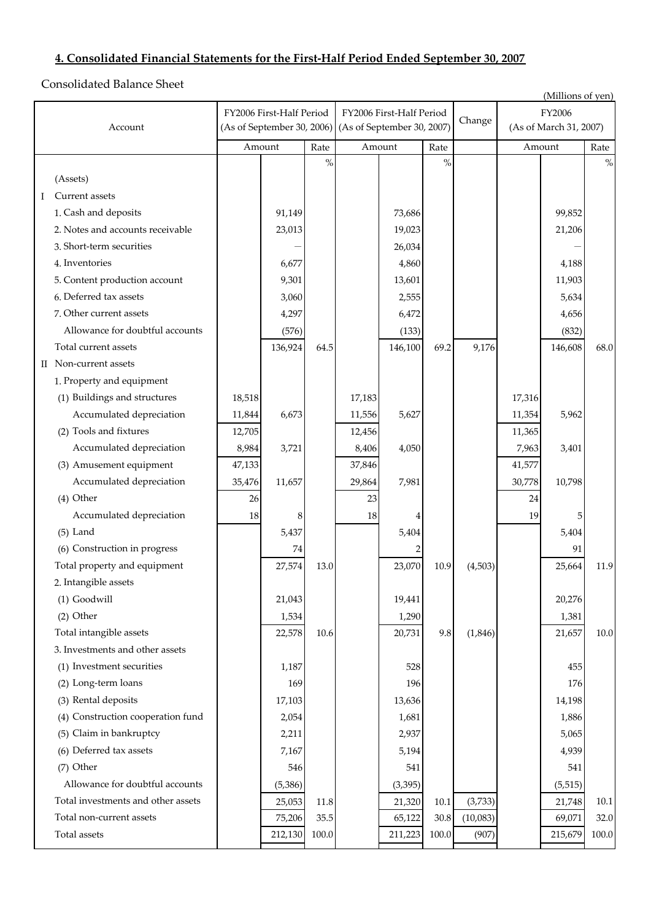## 4. Consolidated Financial Statements for the First-Half Period Ended September 30, 2007

Consolidated Balance Sheet

(Millions of yen)

| Account | FY2006 First-Half Period (As of September 30, 2006) | | | FY2006 First-Half Period (As of September 30, 2007) | | | Change | FY2006 (As of March 31, 2007) | | |
|---|---|---|---|---|---|---|---|---|---|---|
| | Amount | | Rate | Amount | | Rate | | Amount | | Rate |
| | | | % | | | % | | | | % |
| (Assets) | | | | | | | | | | |
| I Current assets | | | | | | | | | | |
| 1. Cash and deposits | | 91,149 | | | 73,686 | | | | 99,852 | |
| 2. Notes and accounts receivable | | 23,013 | | | 19,023 | | | | 21,206 | |
| 3. Short-term securities | | — | | | 26,034 | | | | — | |
| 4. Inventories | | 6,677 | | | 4,860 | | | | 4,188 | |
| 5. Content production account | | 9,301 | | | 13,601 | | | | 11,903 | |
| 6. Deferred tax assets | | 3,060 | | | 2,555 | | | | 5,634 | |
| 7. Other current assets | | 4,297 | | | 6,472 | | | | 4,656 | |
| Allowance for doubtful accounts | | (576) | | | (133) | | | | (832) | |
| Total current assets | | 136,924 | 64.5 | | 146,100 | 69.2 | 9,176 | | 146,608 | 68.0 |
| II Non-current assets | | | | | | | | | | |
| 1. Property and equipment | | | | | | | | | | |
| (1) Buildings and structures | 18,518 | | | 17,183 | | | | 17,316 | | |
| Accumulated depreciation | 11,844 | 6,673 | | 11,556 | 5,627 | | | 11,354 | 5,962 | |
| (2) Tools and fixtures | 12,705 | | | 12,456 | | | | 11,365 | | |
| Accumulated depreciation | 8,984 | 3,721 | | 8,406 | 4,050 | | | 7,963 | 3,401 | |
| (3) Amusement equipment | 47,133 | | | 37,846 | | | | 41,577 | | |
| Accumulated depreciation | 35,476 | 11,657 | | 29,864 | 7,981 | | | 30,778 | 10,798 | |
| (4) Other | 26 | | | 23 | | | | 24 | | |
| Accumulated depreciation | 18 | 8 | | 18 | 4 | | | 19 | 5 | |
| (5) Land | | 5,437 | | | 5,404 | | | | 5,404 | |
| (6) Construction in progress | | 74 | | | 2 | | | | 91 | |
| Total property and equipment | | 27,574 | 13.0 | | 23,070 | 10.9 | (4,503) | | 25,664 | 11.9 |
| 2. Intangible assets | | | | | | | | | | |
| (1) Goodwill | | 21,043 | | | 19,441 | | | | 20,276 | |
| (2) Other | | 1,534 | | | 1,290 | | | | 1,381 | |
| Total intangible assets | | 22,578 | 10.6 | | 20,731 | 9.8 | (1,846) | | 21,657 | 10.0 |
| 3. Investments and other assets | | | | | | | | | | |
| (1) Investment securities | | 1,187 | | | 528 | | | | 455 | |
| (2) Long-term loans | | 169 | | | 196 | | | | 176 | |
| (3) Rental deposits | | 17,103 | | | 13,636 | | | | 14,198 | |
| (4) Construction cooperation fund | | 2,054 | | | 1,681 | | | | 1,886 | |
| (5) Claim in bankruptcy | | 2,211 | | | 2,937 | | | | 5,065 | |
| (6) Deferred tax assets | | 7,167 | | | 5,194 | | | | 4,939 | |
| (7) Other | | 546 | | | 541 | | | | 541 | |
| Allowance for doubtful accounts | | (5,386) | | | (3,395) | | | | (5,515) | |
| Total investments and other assets | | 25,053 | 11.8 | | 21,320 | 10.1 | (3,733) | | 21,748 | 10.1 |
| Total non-current assets | | 75,206 | 35.5 | | 65,122 | 30.8 | (10,083) | | 69,071 | 32.0 |
| Total assets | | 212,130 | 100.0 | | 211,223 | 100.0 | (907) | | 215,679 | 100.0 |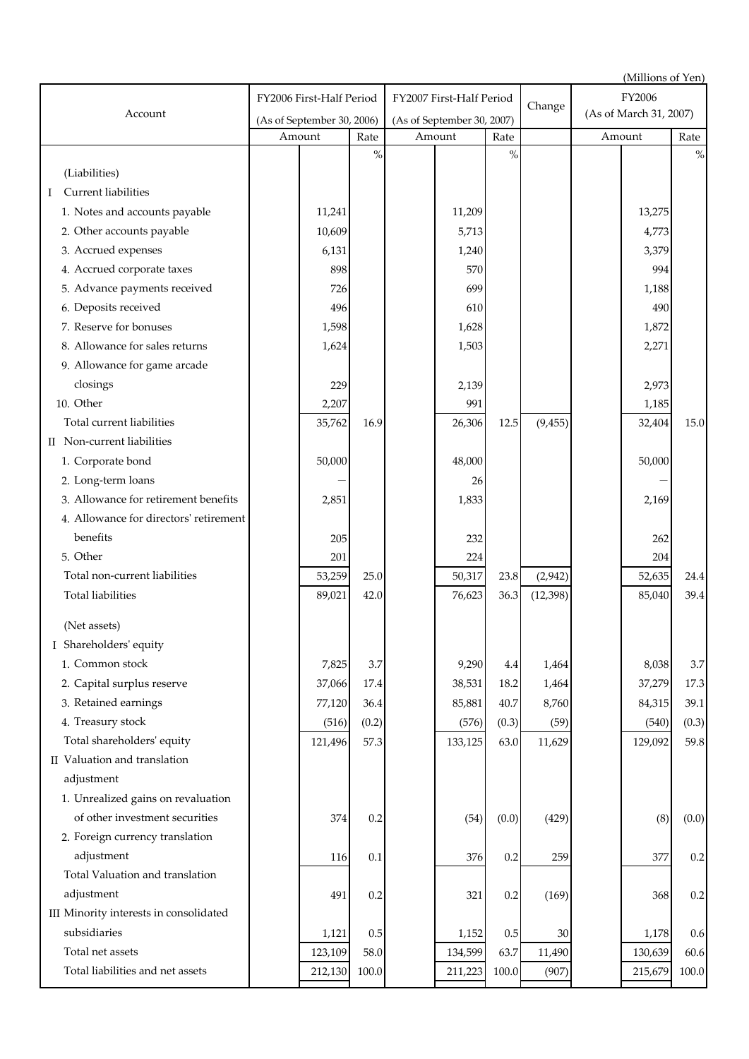(Millions of Yen)

| Account | FY2006 First-Half Period (As of September 30, 2006) | | FY2007 First-Half Period (As of September 30, 2007) | | Change | FY2006 (As of March 31, 2007) | |
|---|---|---|---|---|---|---|---|
| | Amount | Rate | Amount | Rate | | Amount | Rate |
| | | % | | % | | | % |
| (Liabilities) | | | | | | | |
| I Current liabilities | | | | | | | |
| 1. Notes and accounts payable | 11,241 | | 11,209 | | | 13,275 | |
| 2. Other accounts payable | 10,609 | | 5,713 | | | 4,773 | |
| 3. Accrued expenses | 6,131 | | 1,240 | | | 3,379 | |
| 4. Accrued corporate taxes | 898 | | 570 | | | 994 | |
| 5. Advance payments received | 726 | | 699 | | | 1,188 | |
| 6. Deposits received | 496 | | 610 | | | 490 | |
| 7. Reserve for bonuses | 1,598 | | 1,628 | | | 1,872 | |
| 8. Allowance for sales returns | 1,624 | | 1,503 | | | 2,271 | |
| 9. Allowance for game arcade closings | 229 | | 2,139 | | | 2,973 | |
| 10. Other | 2,207 | | 991 | | | 1,185 | |
| Total current liabilities | 35,762 | 16.9 | 26,306 | 12.5 | (9,455) | 32,404 | 15.0 |
| II Non-current liabilities | | | | | | | |
| 1. Corporate bond | 50,000 | | 48,000 | | | 50,000 | |
| 2. Long-term loans | — | | 26 | | | — | |
| 3. Allowance for retirement benefits | 2,851 | | 1,833 | | | 2,169 | |
| 4. Allowance for directors' retirement benefits | 205 | | 232 | | | 262 | |
| 5. Other | 201 | | 224 | | | 204 | |
| Total non-current liabilities | 53,259 | 25.0 | 50,317 | 23.8 | (2,942) | 52,635 | 24.4 |
| Total liabilities | 89,021 | 42.0 | 76,623 | 36.3 | (12,398) | 85,040 | 39.4 |
| (Net assets) | | | | | | | |
| I Shareholders' equity | | | | | | | |
| 1. Common stock | 7,825 | 3.7 | 9,290 | 4.4 | 1,464 | 8,038 | 3.7 |
| 2. Capital surplus reserve | 37,066 | 17.4 | 38,531 | 18.2 | 1,464 | 37,279 | 17.3 |
| 3. Retained earnings | 77,120 | 36.4 | 85,881 | 40.7 | 8,760 | 84,315 | 39.1 |
| 4. Treasury stock | (516) | (0.2) | (576) | (0.3) | (59) | (540) | (0.3) |
| Total shareholders' equity | 121,496 | 57.3 | 133,125 | 63.0 | 11,629 | 129,092 | 59.8 |
| II Valuation and translation adjustment | | | | | | | |
| 1. Unrealized gains on revaluation of other investment securities | 374 | 0.2 | (54) | (0.0) | (429) | (8) | (0.0) |
| 2. Foreign currency translation adjustment | 116 | 0.1 | 376 | 0.2 | 259 | 377 | 0.2 |
| Total Valuation and translation adjustment | 491 | 0.2 | 321 | 0.2 | (169) | 368 | 0.2 |
| III Minority interests in consolidated subsidiaries | 1,121 | 0.5 | 1,152 | 0.5 | 30 | 1,178 | 0.6 |
| Total net assets | 123,109 | 58.0 | 134,599 | 63.7 | 11,490 | 130,639 | 60.6 |
| Total liabilities and net assets | 212,130 | 100.0 | 211,223 | 100.0 | (907) | 215,679 | 100.0 |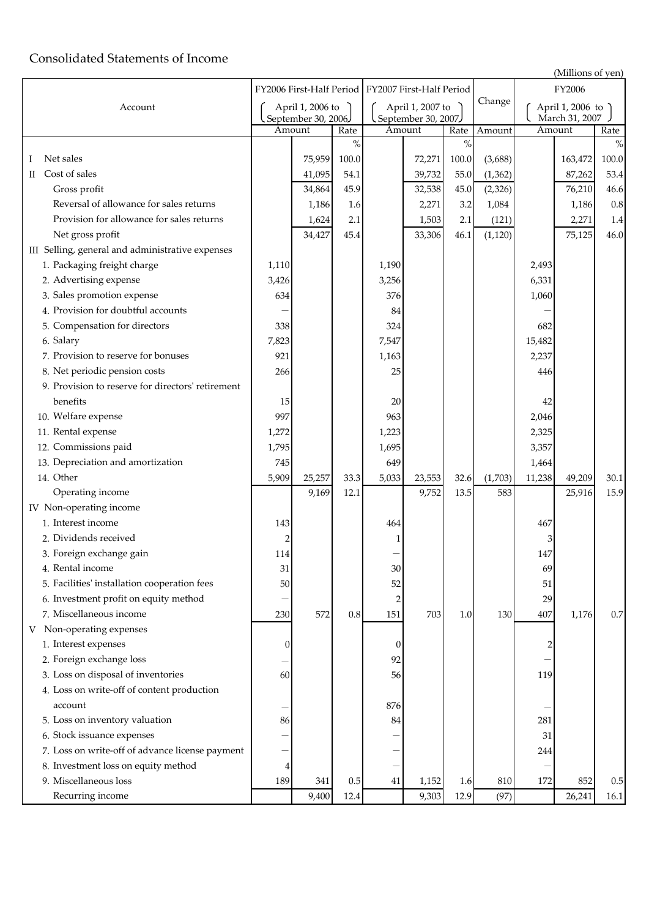# Consolidated Statements of Income

(Millions of yen)

| Account | FY2006 First-Half Period (April 1, 2006 to September 30, 2006) | | | FY2007 First-Half Period (April 1, 2007 to September 30, 2007) | | | Change | FY2006 (April 1, 2006 to March 31, 2007) | | |
|---|---|---|---|---|---|---|---|---|---|---|
| | Amount | | Rate | Amount | | Rate | Amount | Amount | | Rate |
| | | | % | | | % | | | | % |
| I Net sales | | 75,959 | 100.0 | | 72,271 | 100.0 | (3,688) | | 163,472 | 100.0 |
| II Cost of sales | | 41,095 | 54.1 | | 39,732 | 55.0 | (1,362) | | 87,262 | 53.4 |
| Gross profit | | 34,864 | 45.9 | | 32,538 | 45.0 | (2,326) | | 76,210 | 46.6 |
| Reversal of allowance for sales returns | | 1,186 | 1.6 | | 2,271 | 3.2 | 1,084 | | 1,186 | 0.8 |
| Provision for allowance for sales returns | | 1,624 | 2.1 | | 1,503 | 2.1 | (121) | | 2,271 | 1.4 |
| Net gross profit | | 34,427 | 45.4 | | 33,306 | 46.1 | (1,120) | | 75,125 | 46.0 |
| III Selling, general and administrative expenses | | | | | | | | | | |
| 1. Packaging freight charge | 1,110 | | | 1,190 | | | | 2,493 | | |
| 2. Advertising expense | 3,426 | | | 3,256 | | | | 6,331 | | |
| 3. Sales promotion expense | 634 | | | 376 | | | | 1,060 | | |
| 4. Provision for doubtful accounts | — | | | 84 | | | | — | | |
| 5. Compensation for directors | 338 | | | 324 | | | | 682 | | |
| 6. Salary | 7,823 | | | 7,547 | | | | 15,482 | | |
| 7. Provision to reserve for bonuses | 921 | | | 1,163 | | | | 2,237 | | |
| 8. Net periodic pension costs | 266 | | | 25 | | | | 446 | | |
| 9. Provision to reserve for directors' retirement benefits | 15 | | | 20 | | | | 42 | | |
| 10. Welfare expense | 997 | | | 963 | | | | 2,046 | | |
| 11. Rental expense | 1,272 | | | 1,223 | | | | 2,325 | | |
| 12. Commissions paid | 1,795 | | | 1,695 | | | | 3,357 | | |
| 13. Depreciation and amortization | 745 | | | 649 | | | | 1,464 | | |
| 14. Other | 5,909 | 25,257 | 33.3 | 5,033 | 23,553 | 32.6 | (1,703) | 11,238 | 49,209 | 30.1 |
| Operating income | | 9,169 | 12.1 | | 9,752 | 13.5 | 583 | | 25,916 | 15.9 |
| IV Non-operating income | | | | | | | | | | |
| 1. Interest income | 143 | | | 464 | | | | 467 | | |
| 2. Dividends received | 2 | | | 1 | | | | 3 | | |
| 3. Foreign exchange gain | 114 | | | — | | | | 147 | | |
| 4. Rental income | 31 | | | 30 | | | | 69 | | |
| 5. Facilities' installation cooperation fees | 50 | | | 52 | | | | 51 | | |
| 6. Investment profit on equity method | — | | | 2 | | | | 29 | | |
| 7. Miscellaneous income | 230 | 572 | 0.8 | 151 | 703 | 1.0 | 130 | 407 | 1,176 | 0.7 |
| V Non-operating expenses | | | | | | | | | | |
| 1. Interest expenses | 0 | | | 0 | | | | 2 | | |
| 2. Foreign exchange loss | — | | | 92 | | | | — | | |
| 3. Loss on disposal of inventories | 60 | | | 56 | | | | 119 | | |
| 4. Loss on write-off of content production account | — | | | 876 | | | | — | | |
| 5. Loss on inventory valuation | 86 | | | 84 | | | | 281 | | |
| 6. Stock issuance expenses | — | | | — | | | | 31 | | |
| 7. Loss on write-off of advance license payment | — | | | — | | | | 244 | | |
| 8. Investment loss on equity method | 4 | | | — | | | | — | | |
| 9. Miscellaneous loss | 189 | 341 | 0.5 | 41 | 1,152 | 1.6 | 810 | 172 | 852 | 0.5 |
| Recurring income | | 9,400 | 12.4 | | 9,303 | 12.9 | (97) | | 26,241 | 16.1 |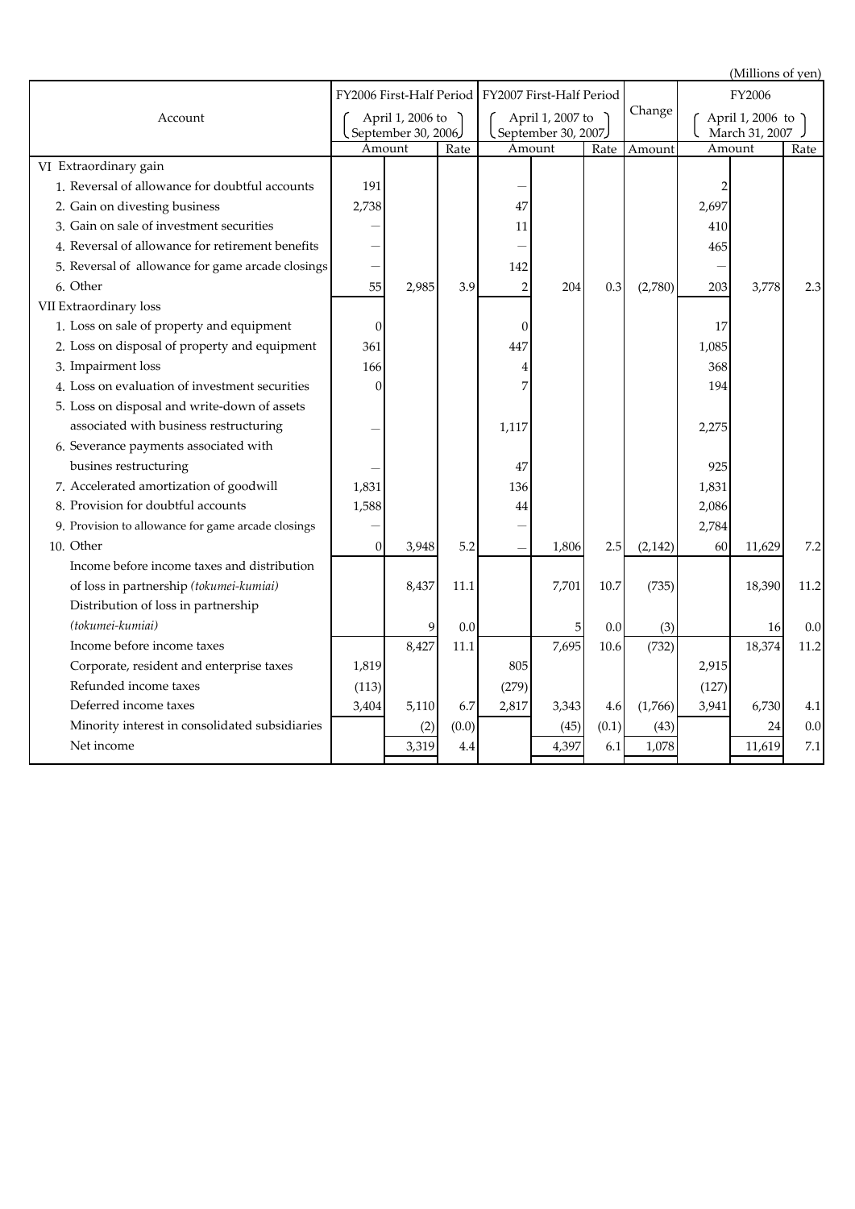(Millions of yen)

| Account | FY2006 First-Half Period (April 1, 2006 to September 30, 2006) | | | FY2007 First-Half Period (April 1, 2007 to September 30, 2007) | | | Change | FY2006 (April 1, 2006 to March 31, 2007) | | |
|---|---|---|---|---|---|---|---|---|---|---|
| | Amount | | Rate | Amount | | Rate | Amount | Amount | | Rate |
| VI Extraordinary gain | | | | | | | | | | |
| 1. Reversal of allowance for doubtful accounts | 191 | | | — | | | | 2 | | |
| 2. Gain on divesting business | 2,738 | | | 47 | | | | 2,697 | | |
| 3. Gain on sale of investment securities | — | | | 11 | | | | 410 | | |
| 4. Reversal of allowance for retirement benefits | — | | | — | | | | 465 | | |
| 5. Reversal of allowance for game arcade closings | — | | | 142 | | | | — | | |
| 6. Other | 55 | 2,985 | 3.9 | 2 | 204 | 0.3 | (2,780) | 203 | 3,778 | 2.3 |
| VII Extraordinary loss | | | | | | | | | | |
| 1. Loss on sale of property and equipment | 0 | | | 0 | | | | 17 | | |
| 2. Loss on disposal of property and equipment | 361 | | | 447 | | | | 1,085 | | |
| 3. Impairment loss | 166 | | | 4 | | | | 368 | | |
| 4. Loss on evaluation of investment securities | 0 | | | 7 | | | | 194 | | |
| 5. Loss on disposal and write-down of assets associated with business restructuring | — | | | 1,117 | | | | 2,275 | | |
| 6. Severance payments associated with busines restructuring | — | | | 47 | | | | 925 | | |
| 7. Accelerated amortization of goodwill | 1,831 | | | 136 | | | | 1,831 | | |
| 8. Provision for doubtful accounts | 1,588 | | | 44 | | | | 2,086 | | |
| 9. Provision to allowance for game arcade closings | — | | | — | | | | 2,784 | | |
| 10. Other | 0 | 3,948 | 5.2 | — | 1,806 | 2.5 | (2,142) | 60 | 11,629 | 7.2 |
| Income before income taxes and distribution of loss in partnership *(tokumei-kumiai)* | | 8,437 | 11.1 | | 7,701 | 10.7 | (735) | | 18,390 | 11.2 |
| Distribution of loss in partnership *(tokumei-kumiai)* | | 9 | 0.0 | | 5 | 0.0 | (3) | | 16 | 0.0 |
| Income before income taxes | | 8,427 | 11.1 | | 7,695 | 10.6 | (732) | | 18,374 | 11.2 |
| Corporate, resident and enterprise taxes | 1,819 | | | 805 | | | | 2,915 | | |
| Refunded income taxes | (113) | | | (279) | | | | (127) | | |
| Deferred income taxes | 3,404 | 5,110 | 6.7 | 2,817 | 3,343 | 4.6 | (1,766) | 3,941 | 6,730 | 4.1 |
| Minority interest in consolidated subsidiaries | | (2) | (0.0) | | (45) | (0.1) | (43) | | 24 | 0.0 |
| Net income | | 3,319 | 4.4 | | 4,397 | 6.1 | 1,078 | | 11,619 | 7.1 |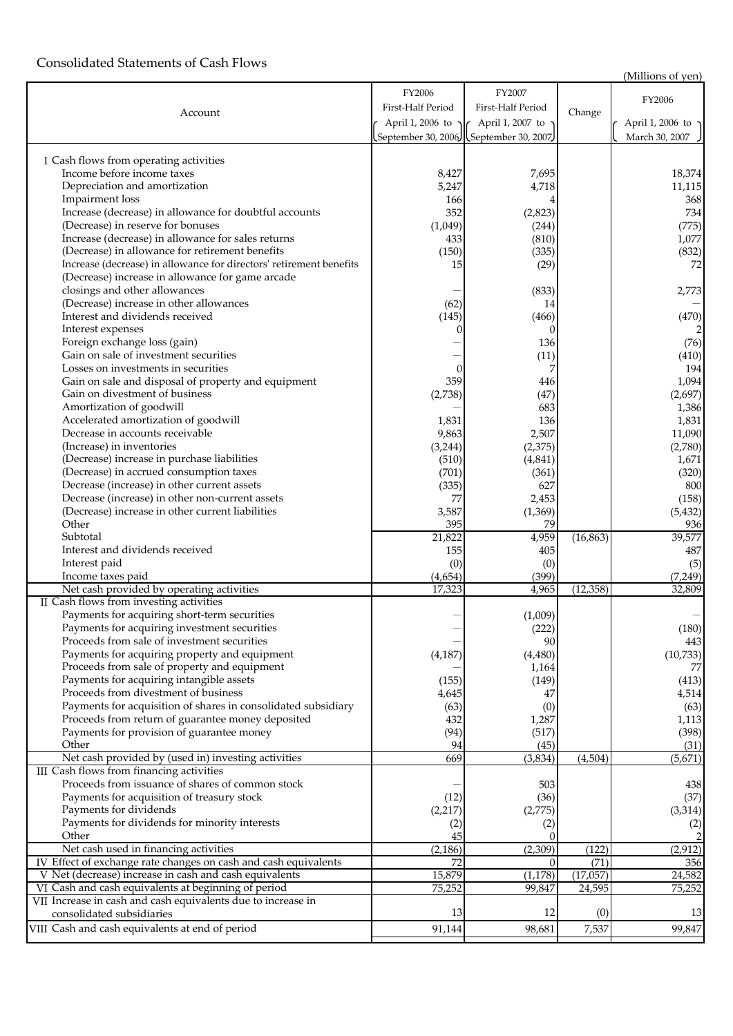## Consolidated Statements of Cash Flows

(Millions of yen)

| Account | FY2006 First-Half Period (April 1, 2006 to September 30, 2006) | FY2007 First-Half Period (April 1, 2007 to September 30, 2007) | Change | FY2006 (April 1, 2006 to March 30, 2007) |
|---|---|---|---|---|
| I Cash flows from operating activities | | | | |
| Income before income taxes | 8,427 | 7,695 | | 18,374 |
| Depreciation and amortization | 5,247 | 4,718 | | 11,115 |
| Impairment loss | 166 | 4 | | 368 |
| Increase (decrease) in allowance for doubtful accounts | 352 | (2,823) | | 734 |
| (Decrease) in reserve for bonuses | (1,049) | (244) | | (775) |
| Increase (decrease) in allowance for sales returns | 433 | (810) | | 1,077 |
| (Decrease) in allowance for retirement benefits | (150) | (335) | | (832) |
| Increase (decrease) in allowance for directors' retirement benefits | 15 | (29) | | 72 |
| (Decrease) increase in allowance for game arcade closings and other allowances | — | (833) | | 2,773 |
| (Decrease) increase in other allowances | (62) | 14 | | — |
| Interest and dividends received | (145) | (466) | | (470) |
| Interest expenses | 0 | 0 | | 2 |
| Foreign exchange loss (gain) | — | 136 | | (76) |
| Gain on sale of investment securities | — | (11) | | (410) |
| Losses on investments in securities | 0 | 7 | | 194 |
| Gain on sale and disposal of property and equipment | 359 | 446 | | 1,094 |
| Gain on divestment of business | (2,738) | (47) | | (2,697) |
| Amortization of goodwill | — | 683 | | 1,386 |
| Accelerated amortization of goodwill | 1,831 | 136 | | 1,831 |
| Decrease in accounts receivable | 9,863 | 2,507 | | 11,090 |
| (Increase) in inventories | (3,244) | (2,375) | | (2,780) |
| (Decrease) increase in purchase liabilities | (510) | (4,841) | | 1,671 |
| (Decrease) in accrued consumption taxes | (701) | (361) | | (320) |
| Decrease (increase) in other current assets | (335) | 627 | | 800 |
| Decrease (increase) in other non-current assets | 77 | 2,453 | | (158) |
| (Decrease) increase in other current liabilities | 3,587 | (1,369) | | (5,432) |
| Other | 395 | 79 | | 936 |
| Subtotal | 21,822 | 4,959 | (16,863) | 39,577 |
| Interest and dividends received | 155 | 405 | | 487 |
| Interest paid | (0) | (0) | | (5) |
| Income taxes paid | (4,654) | (399) | | (7,249) |
| Net cash provided by operating activities | 17,323 | 4,965 | (12,358) | 32,809 |
| II Cash flows from investing activities | | | | |
| Payments for acquiring short-term securities | — | (1,009) | | — |
| Payments for acquiring investment securities | — | (222) | | (180) |
| Proceeds from sale of investment securities | — | 90 | | 443 |
| Payments for acquiring property and equipment | (4,187) | (4,480) | | (10,733) |
| Proceeds from sale of property and equipment | — | 1,164 | | 77 |
| Payments for acquiring intangible assets | (155) | (149) | | (413) |
| Proceeds from divestment of business | 4,645 | 47 | | 4,514 |
| Payments for acquisition of shares in consolidated subsidiary | (63) | (0) | | (63) |
| Proceeds from return of guarantee money deposited | 432 | 1,287 | | 1,113 |
| Payments for provision of guarantee money | (94) | (517) | | (398) |
| Other | 94 | (45) | | (31) |
| Net cash provided by (used in) investing activities | 669 | (3,834) | (4,504) | (5,671) |
| III Cash flows from financing activities | | | | |
| Proceeds from issuance of shares of common stock | — | 503 | | 438 |
| Payments for acquisition of treasury stock | (12) | (36) | | (37) |
| Payments for dividends | (2,217) | (2,775) | | (3,314) |
| Payments for dividends for minority interests | (2) | (2) | | (2) |
| Other | 45 | 0 | | 2 |
| Net cash used in financing activities | (2,186) | (2,309) | (122) | (2,912) |
| IV Effect of exchange rate changes on cash and cash equivalents | 72 | 0 | (71) | 356 |
| V Net (decrease) increase in cash and cash equivalents | 15,879 | (1,178) | (17,057) | 24,582 |
| VI Cash and cash equivalents at beginning of period | 75,252 | 99,847 | 24,595 | 75,252 |
| VII Increase in cash and cash equivalents due to increase in consolidated subsidiaries | 13 | 12 | (0) | 13 |
| VIII Cash and cash equivalents at end of period | 91,144 | 98,681 | 7,537 | 99,847 |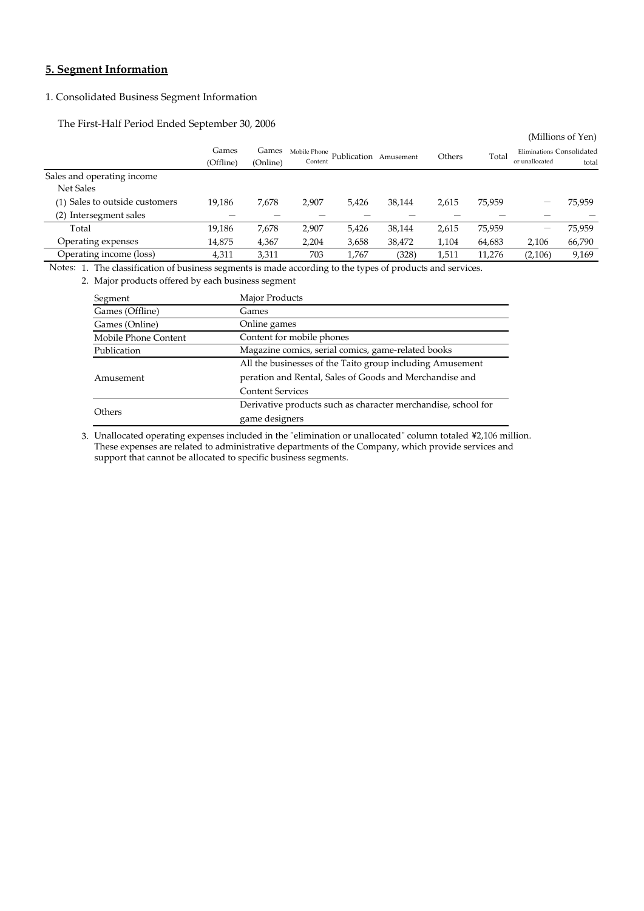## 5. Segment Information

1. Consolidated Business Segment Information

The First-Half Period Ended September 30, 2006

(Millions of Yen)

| | Games (Offline) | Games (Online) | Mobile Phone Content | Publication | Amusement | Others | Total | Eliminations or unallocated | Consolidated total |
|---|---|---|---|---|---|---|---|---|---|
| Sales and operating income | | | | | | | | | |
| Net Sales | | | | | | | | | |
| (1) Sales to outside customers | 19,186 | 7,678 | 2,907 | 5,426 | 38,144 | 2,615 | 75,959 | — | 75,959 |
| (2) Intersegment sales | — | — | — | — | — | — | — | — | — |
| Total | 19,186 | 7,678 | 2,907 | 5,426 | 38,144 | 2,615 | 75,959 | — | 75,959 |
| Operating expenses | 14,875 | 4,367 | 2,204 | 3,658 | 38,472 | 1,104 | 64,683 | 2,106 | 66,790 |
| Operating income (loss) | 4,311 | 3,311 | 703 | 1,767 | (328) | 1,511 | 11,276 | (2,106) | 9,169 |

Notes: 1. The classification of business segments is made according to the types of products and services.

2. Major products offered by each business segment

| Segment | Major Products |
|---|---|
| Games (Offline) | Games |
| Games (Online) | Online games |
| Mobile Phone Content | Content for mobile phones |
| Publication | Magazine comics, serial comics, game-related books |
| Amusement | All the businesses of the Taito group including Amusement peration and Rental, Sales of Goods and Merchandise and Content Services |
| Others | Derivative products such as character merchandise, school for game designers |

3. Unallocated operating expenses included in the "elimination or unallocated" column totaled ¥2,106 million. These expenses are related to administrative departments of the Company, which provide services and support that cannot be allocated to specific business segments.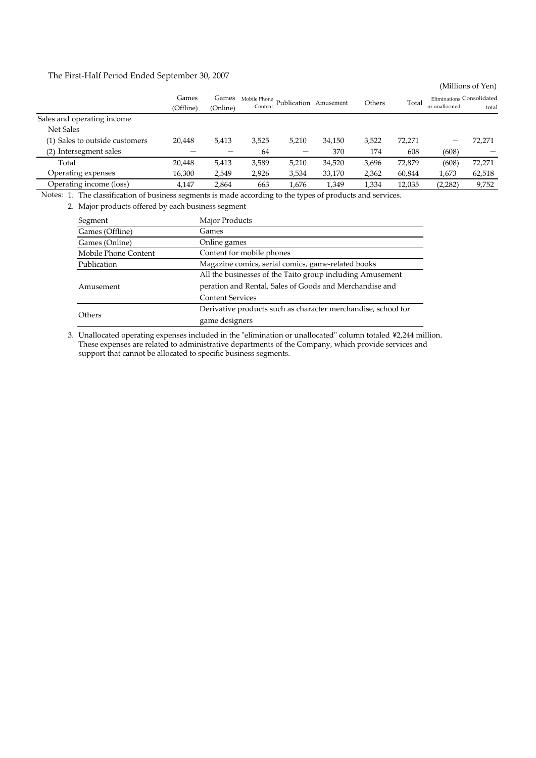The First-Half Period Ended September 30, 2007

(Millions of Yen)

| | Games (Offline) | Games (Online) | Mobile Phone Content | Publication | Amusement | Others | Total | Eliminations or unallocated | Consolidated total |
|---|---|---|---|---|---|---|---|---|---|
| Sales and operating income | | | | | | | | | |
| Net Sales | | | | | | | | | |
| (1) Sales to outside customers | 20,448 | 5,413 | 3,525 | 5,210 | 34,150 | 3,522 | 72,271 | — | 72,271 |
| (2) Intersegment sales | — | — | 64 | — | 370 | 174 | 608 | (608) | — |
| Total | 20,448 | 5,413 | 3,589 | 5,210 | 34,520 | 3,696 | 72,879 | (608) | 72,271 |
| Operating expenses | 16,300 | 2,549 | 2,926 | 3,534 | 33,170 | 2,362 | 60,844 | 1,673 | 62,518 |
| Operating income (loss) | 4,147 | 2,864 | 663 | 1,676 | 1,349 | 1,334 | 12,035 | (2,282) | 9,752 |

Notes: 1. The classification of business segments is made according to the types of products and services.

2. Major products offered by each business segment

| Segment | Major Products |
|---|---|
| Games (Offline) | Games |
| Games (Online) | Online games |
| Mobile Phone Content | Content for mobile phones |
| Publication | Magazine comics, serial comics, game-related books |
| Amusement | All the businesses of the Taito group including Amusement peration and Rental, Sales of Goods and Merchandise and Content Services |
| Others | Derivative products such as character merchandise, school for game designers |

3. Unallocated operating expenses included in the "elimination or unallocated" column totaled ¥2,244 million. These expenses are related to administrative departments of the Company, which provide services and support that cannot be allocated to specific business segments.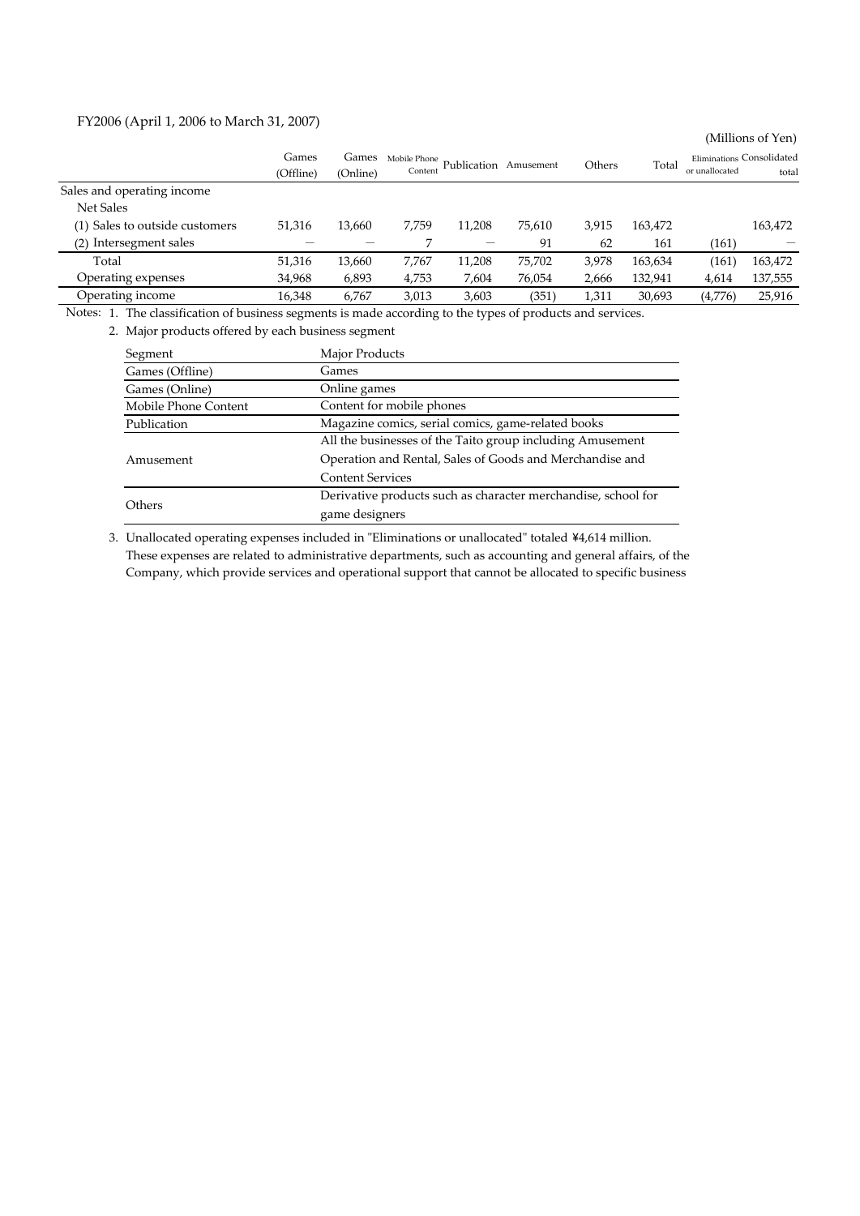FY2006 (April 1, 2006 to March 31, 2007)

(Millions of Yen)

| | Games (Offline) | Games (Online) | Mobile Phone Content | Publication | Amusement | Others | Total | Eliminations or unallocated | Consolidated total |
|---|---|---|---|---|---|---|---|---|---|
| Sales and operating income | | | | | | | | | |
| Net Sales | | | | | | | | | |
| (1) Sales to outside customers | 51,316 | 13,660 | 7,759 | 11,208 | 75,610 | 3,915 | 163,472 | | 163,472 |
| (2) Intersegment sales | — | — | 7 | — | 91 | 62 | 161 | (161) | — |
| Total | 51,316 | 13,660 | 7,767 | 11,208 | 75,702 | 3,978 | 163,634 | (161) | 163,472 |
| Operating expenses | 34,968 | 6,893 | 4,753 | 7,604 | 76,054 | 2,666 | 132,941 | 4,614 | 137,555 |
| Operating income | 16,348 | 6,767 | 3,013 | 3,603 | (351) | 1,311 | 30,693 | (4,776) | 25,916 |

Notes: 1. The classification of business segments is made according to the types of products and services.

2. Major products offered by each business segment

| Segment | Major Products |
|---|---|
| Games (Offline) | Games |
| Games (Online) | Online games |
| Mobile Phone Content | Content for mobile phones |
| Publication | Magazine comics, serial comics, game-related books |
| Amusement | All the businesses of the Taito group including Amusement Operation and Rental, Sales of Goods and Merchandise and Content Services |
| Others | Derivative products such as character merchandise, school for game designers |

3. Unallocated operating expenses included in "Eliminations or unallocated" totaled ¥4,614 million. These expenses are related to administrative departments, such as accounting and general affairs, of the Company, which provide services and operational support that cannot be allocated to specific business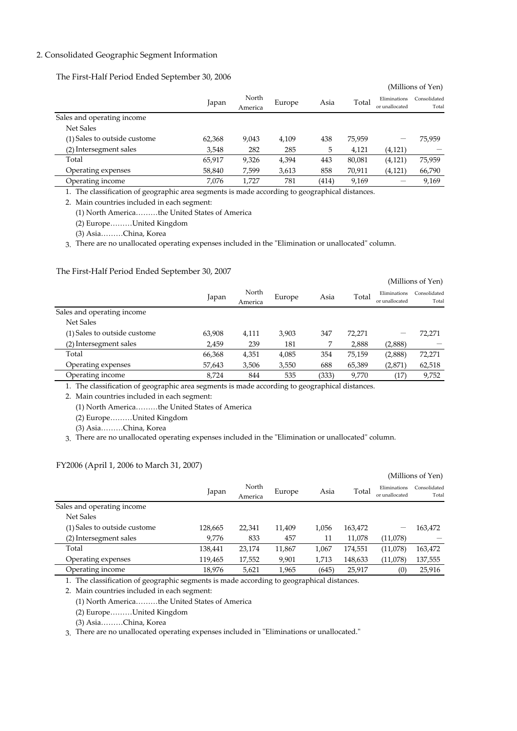## 2. Consolidated Geographic Segment Information

### The First-Half Period Ended September 30, 2006

(Millions of Yen)

| | Japan | North America | Europe | Asia | Total | Eliminations or unallocated | Consolidated Total |
|---|---|---|---|---|---|---|---|
| Sales and operating income | | | | | | | |
| Net Sales | | | | | | | |
| (1) Sales to outside custome | 62,368 | 9,043 | 4,109 | 438 | 75,959 | — | 75,959 |
| (2) Intersegment sales | 3,548 | 282 | 285 | 5 | 4,121 | (4,121) | — |
| Total | 65,917 | 9,326 | 4,394 | 443 | 80,081 | (4,121) | 75,959 |
| Operating expenses | 58,840 | 7,599 | 3,613 | 858 | 70,911 | (4,121) | 66,790 |
| Operating income | 7,076 | 1,727 | 781 | (414) | 9,169 | — | 9,169 |

1. The classification of geographic area segments is made according to geographical distances.
2. Main countries included in each segment:
   (1) North America………the United States of America
   (2) Europe………United Kingdom
   (3) Asia………China, Korea
3. There are no unallocated operating expenses included in the "Elimination or unallocated" column.

### The First-Half Period Ended September 30, 2007

(Millions of Yen)

| | Japan | North America | Europe | Asia | Total | Eliminations or unallocated | Consolidated Total |
|---|---|---|---|---|---|---|---|
| Sales and operating income | | | | | | | |
| Net Sales | | | | | | | |
| (1) Sales to outside custome | 63,908 | 4,111 | 3,903 | 347 | 72,271 | — | 72,271 |
| (2) Intersegment sales | 2,459 | 239 | 181 | 7 | 2,888 | (2,888) | — |
| Total | 66,368 | 4,351 | 4,085 | 354 | 75,159 | (2,888) | 72,271 |
| Operating expenses | 57,643 | 3,506 | 3,550 | 688 | 65,389 | (2,871) | 62,518 |
| Operating income | 8,724 | 844 | 535 | (333) | 9,770 | (17) | 9,752 |

1. The classification of geographic area segments is made according to geographical distances.
2. Main countries included in each segment:
   (1) North America………the United States of America
   (2) Europe………United Kingdom
   (3) Asia………China, Korea
3. There are no unallocated operating expenses included in the "Elimination or unallocated" column.

### FY2006 (April 1, 2006 to March 31, 2007)

(Millions of Yen)

| | Japan | North America | Europe | Asia | Total | Eliminations or unallocated | Consolidated Total |
|---|---|---|---|---|---|---|---|
| Sales and operating income | | | | | | | |
| Net Sales | | | | | | | |
| (1) Sales to outside custome | 128,665 | 22,341 | 11,409 | 1,056 | 163,472 | — | 163,472 |
| (2) Intersegment sales | 9,776 | 833 | 457 | 11 | 11,078 | (11,078) | — |
| Total | 138,441 | 23,174 | 11,867 | 1,067 | 174,551 | (11,078) | 163,472 |
| Operating expenses | 119,465 | 17,552 | 9,901 | 1,713 | 148,633 | (11,078) | 137,555 |
| Operating income | 18,976 | 5,621 | 1,965 | (645) | 25,917 | (0) | 25,916 |

1. The classification of geographic segments is made according to geographical distances.
2. Main countries included in each segment:
   (1) North America………the United States of America
   (2) Europe………United Kingdom
   (3) Asia………China, Korea
3. There are no unallocated operating expenses included in "Eliminations or unallocated."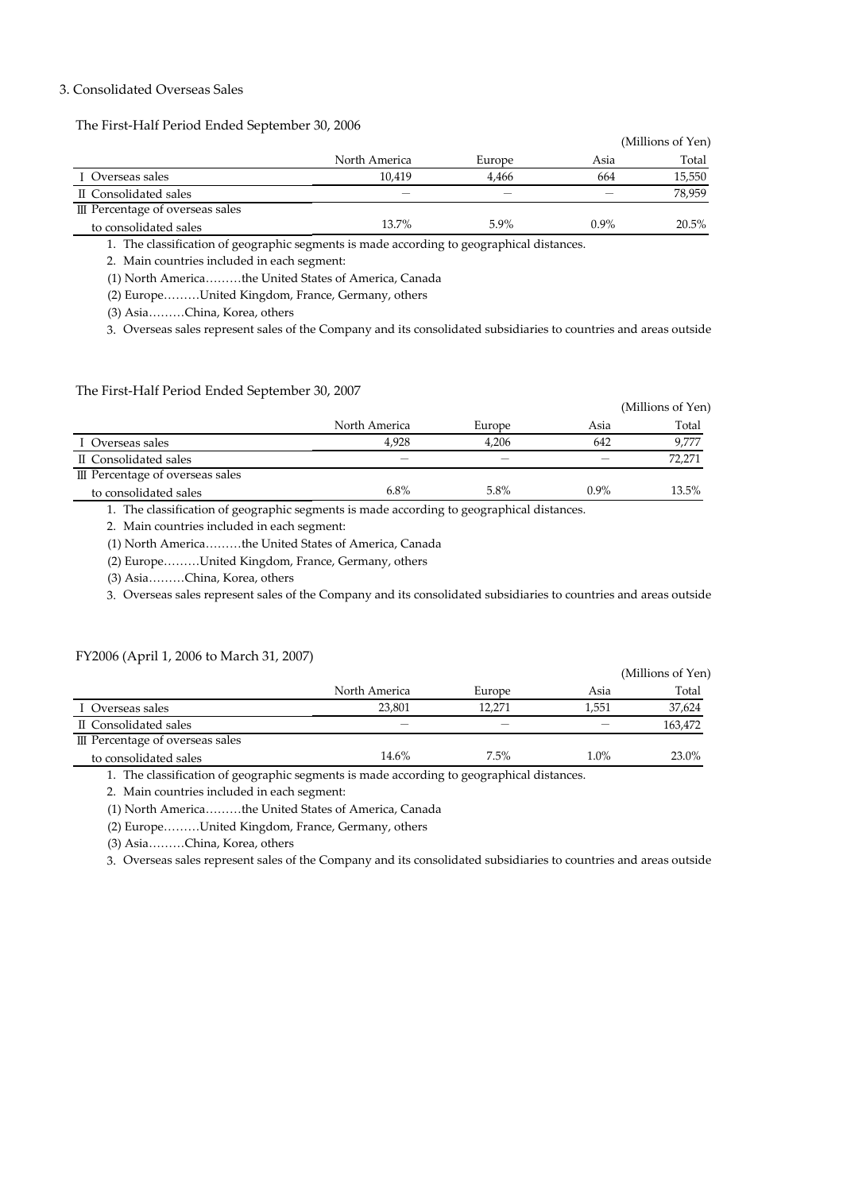3. Consolidated Overseas Sales

The First-Half Period Ended September 30, 2006

(Millions of Yen)

| | North America | Europe | Asia | Total |
|---|---|---|---|---|
| Ⅰ Overseas sales | 10,419 | 4,466 | 664 | 15,550 |
| Ⅱ Consolidated sales | — | — | — | 78,959 |
| Ⅲ Percentage of overseas sales to consolidated sales | 13.7% | 5.9% | 0.9% | 20.5% |

1. The classification of geographic segments is made according to geographical distances.
2. Main countries included in each segment:
(1) North America………the United States of America, Canada
(2) Europe………United Kingdom, France, Germany, others
(3) Asia………China, Korea, others
3. Overseas sales represent sales of the Company and its consolidated subsidiaries to countries and areas outside

The First-Half Period Ended September 30, 2007

(Millions of Yen)

| | North America | Europe | Asia | Total |
|---|---|---|---|---|
| Ⅰ Overseas sales | 4,928 | 4,206 | 642 | 9,777 |
| Ⅱ Consolidated sales | — | — | — | 72,271 |
| Ⅲ Percentage of overseas sales to consolidated sales | 6.8% | 5.8% | 0.9% | 13.5% |

1. The classification of geographic segments is made according to geographical distances.
2. Main countries included in each segment:
(1) North America………the United States of America, Canada
(2) Europe………United Kingdom, France, Germany, others
(3) Asia………China, Korea, others
3. Overseas sales represent sales of the Company and its consolidated subsidiaries to countries and areas outside

FY2006 (April 1, 2006 to March 31, 2007)

(Millions of Yen)

| | North America | Europe | Asia | Total |
|---|---|---|---|---|
| Ⅰ Overseas sales | 23,801 | 12,271 | 1,551 | 37,624 |
| Ⅱ Consolidated sales | — | — | — | 163,472 |
| Ⅲ Percentage of overseas sales to consolidated sales | 14.6% | 7.5% | 1.0% | 23.0% |

1. The classification of geographic segments is made according to geographical distances.
2. Main countries included in each segment:
(1) North America………the United States of America, Canada
(2) Europe………United Kingdom, France, Germany, others
(3) Asia………China, Korea, others
3. Overseas sales represent sales of the Company and its consolidated subsidiaries to countries and areas outside